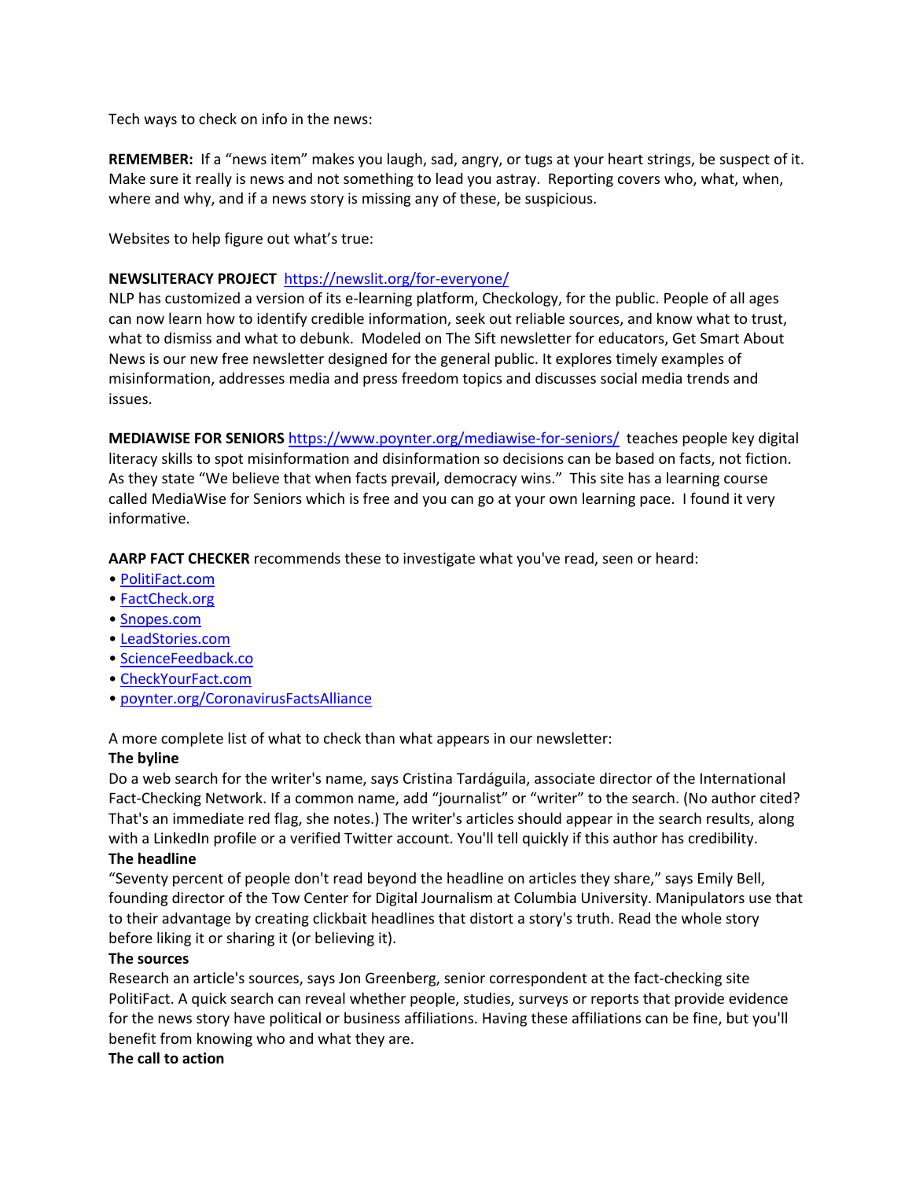Tech ways to check on info in the news:

**REMEMBER:** If a "news item" makes you laugh, sad, angry, or tugs at your heart strings, be suspect of it. Make sure it really is news and not something to lead you astray. Reporting covers who, what, when, where and why, and if a news story is missing any of these, be suspicious.

Websites to help figure out what's true:

**NEWSLITERACY PROJECT** [https://newslit.org/for-everyone/](https://newslit.org/for-everyone/)
NLP has customized a version of its e-learning platform, Checkology, for the public. People of all ages can now learn how to identify credible information, seek out reliable sources, and know what to trust, what to dismiss and what to debunk. Modeled on The Sift newsletter for educators, Get Smart About News is our new free newsletter designed for the general public. It explores timely examples of misinformation, addresses media and press freedom topics and discusses social media trends and issues.

**MEDIAWISE FOR SENIORS** [https://www.poynter.org/mediawise-for-seniors/](https://www.poynter.org/mediawise-for-seniors/) teaches people key digital literacy skills to spot misinformation and disinformation so decisions can be based on facts, not fiction. As they state "We believe that when facts prevail, democracy wins." This site has a learning course called MediaWise for Seniors which is free and you can go at your own learning pace. I found it very informative.

**AARP FACT CHECKER** recommends these to investigate what you've read, seen or heard:

- PolitiFact.com
- FactCheck.org
- Snopes.com
- LeadStories.com
- ScienceFeedback.co
- CheckYourFact.com
- poynter.org/CoronavirusFactsAlliance

A more complete list of what to check than what appears in our newsletter:

**The byline**
Do a web search for the writer's name, says Cristina Tardáguila, associate director of the International Fact-Checking Network. If a common name, add "journalist" or "writer" to the search. (No author cited? That's an immediate red flag, she notes.) The writer's articles should appear in the search results, along with a LinkedIn profile or a verified Twitter account. You'll tell quickly if this author has credibility.

**The headline**
"Seventy percent of people don't read beyond the headline on articles they share," says Emily Bell, founding director of the Tow Center for Digital Journalism at Columbia University. Manipulators use that to their advantage by creating clickbait headlines that distort a story's truth. Read the whole story before liking it or sharing it (or believing it).

**The sources**
Research an article's sources, says Jon Greenberg, senior correspondent at the fact-checking site PolitiFact. A quick search can reveal whether people, studies, surveys or reports that provide evidence for the news story have political or business affiliations. Having these affiliations can be fine, but you'll benefit from knowing who and what they are.

**The call to action**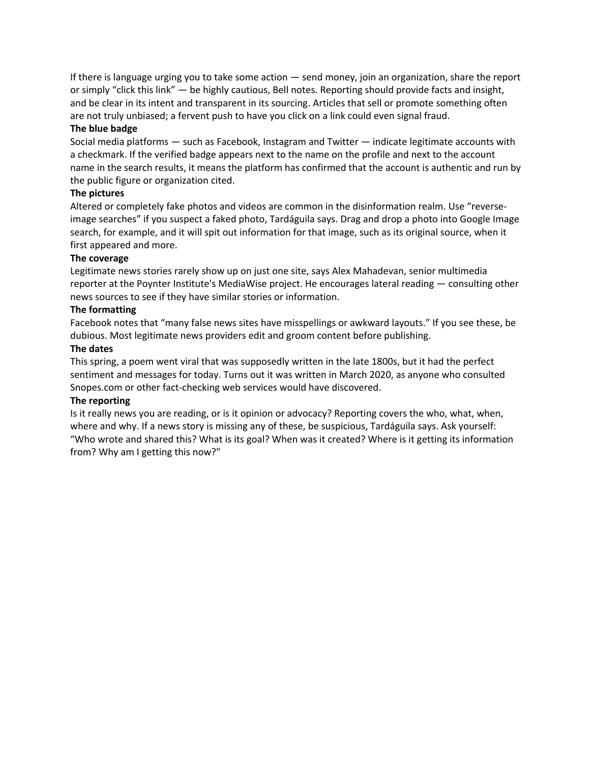If there is language urging you to take some action — send money, join an organization, share the report or simply "click this link" — be highly cautious, Bell notes. Reporting should provide facts and insight, and be clear in its intent and transparent in its sourcing. Articles that sell or promote something often are not truly unbiased; a fervent push to have you click on a link could even signal fraud.

**The blue badge**

Social media platforms — such as Facebook, Instagram and Twitter — indicate legitimate accounts with a checkmark. If the verified badge appears next to the name on the profile and next to the account name in the search results, it means the platform has confirmed that the account is authentic and run by the public figure or organization cited.

**The pictures**

Altered or completely fake photos and videos are common in the disinformation realm. Use "reverse-image searches" if you suspect a faked photo, Tardáguila says. Drag and drop a photo into Google Image search, for example, and it will spit out information for that image, such as its original source, when it first appeared and more.

**The coverage**

Legitimate news stories rarely show up on just one site, says Alex Mahadevan, senior multimedia reporter at the Poynter Institute's MediaWise project. He encourages lateral reading — consulting other news sources to see if they have similar stories or information.

**The formatting**

Facebook notes that "many false news sites have misspellings or awkward layouts." If you see these, be dubious. Most legitimate news providers edit and groom content before publishing.

**The dates**

This spring, a poem went viral that was supposedly written in the late 1800s, but it had the perfect sentiment and messages for today. Turns out it was written in March 2020, as anyone who consulted Snopes.com or other fact-checking web services would have discovered.

**The reporting**

Is it really news you are reading, or is it opinion or advocacy? Reporting covers the who, what, when, where and why. If a news story is missing any of these, be suspicious, Tardáguila says. Ask yourself: "Who wrote and shared this? What is its goal? When was it created? Where is it getting its information from? Why am I getting this now?"